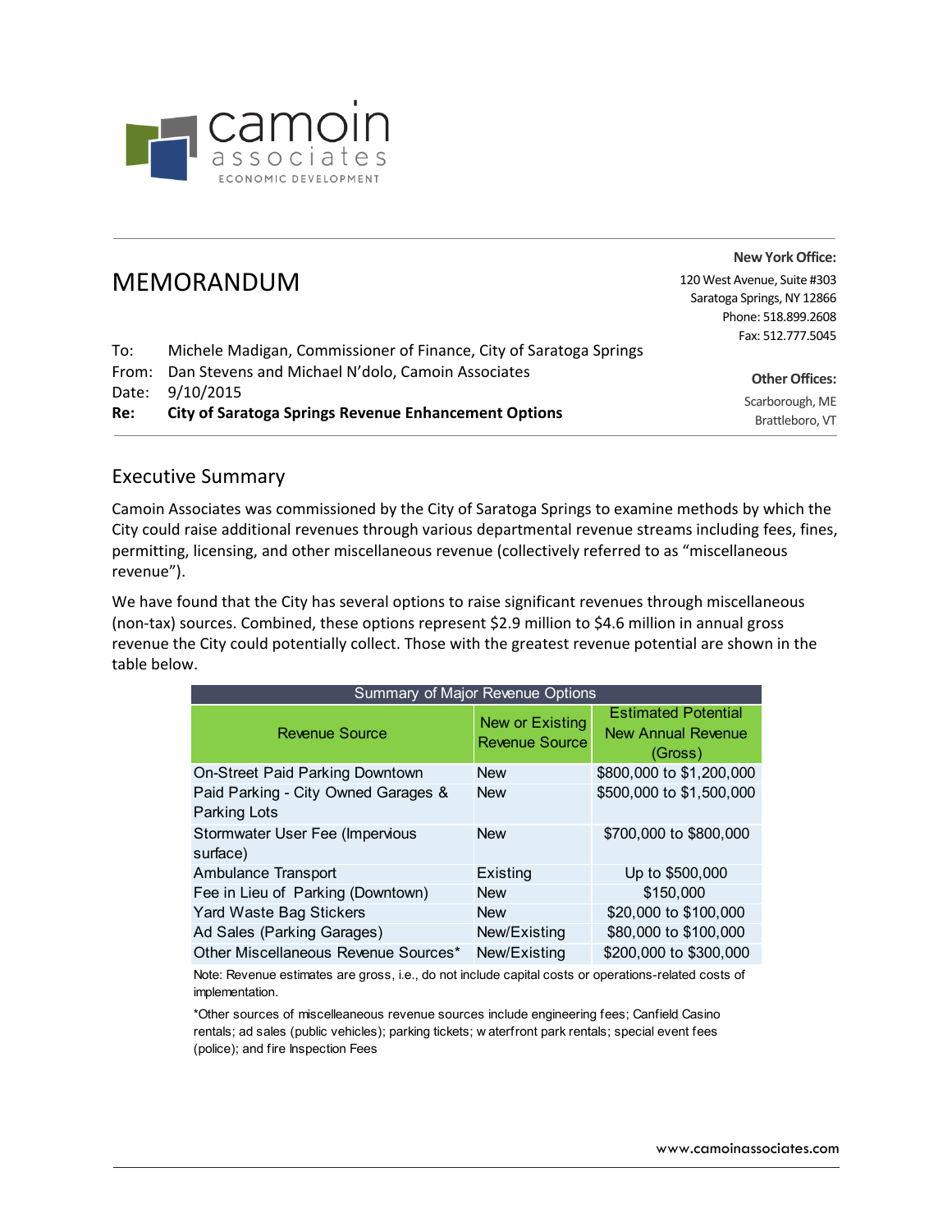camoin associates
ECONOMIC DEVELOPMENT

# MEMORANDUM

**New York Office:**
120 West Avenue, Suite #303
Saratoga Springs, NY 12866
Phone: 518.899.2608
Fax: 512.777.5045

**Other Offices:**
Scarborough, ME
Brattleboro, VT

To: Michele Madigan, Commissioner of Finance, City of Saratoga Springs
From: Dan Stevens and Michael N'dolo, Camoin Associates
Date: 9/10/2015
**Re: City of Saratoga Springs Revenue Enhancement Options**

## Executive Summary

Camoin Associates was commissioned by the City of Saratoga Springs to examine methods by which the City could raise additional revenues through various departmental revenue streams including fees, fines, permitting, licensing, and other miscellaneous revenue (collectively referred to as "miscellaneous revenue").

We have found that the City has several options to raise significant revenues through miscellaneous (non-tax) sources. Combined, these options represent $2.9 million to $4.6 million in annual gross revenue the City could potentially collect. Those with the greatest revenue potential are shown in the table below.

| Summary of Major Revenue Options | | |
|---|---|---|
| Revenue Source | New or Existing Revenue Source | Estimated Potential New Annual Revenue (Gross) |
| On-Street Paid Parking Downtown | New | $800,000 to $1,200,000 |
| Paid Parking - City Owned Garages & Parking Lots | New | $500,000 to $1,500,000 |
| Stormwater User Fee (Impervious surface) | New | $700,000 to $800,000 |
| Ambulance Transport | Existing | Up to $500,000 |
| Fee in Lieu of Parking (Downtown) | New | $150,000 |
| Yard Waste Bag Stickers | New | $20,000 to $100,000 |
| Ad Sales (Parking Garages) | New/Existing | $80,000 to $100,000 |
| Other Miscellaneous Revenue Sources* | New/Existing | $200,000 to $300,000 |

Note: Revenue estimates are gross, i.e., do not include capital costs or operations-related costs of implementation.

*Other sources of miscelleaneous revenue sources include engineering fees; Canfield Casino rentals; ad sales (public vehicles); parking tickets; waterfront park rentals; special event fees (police); and fire Inspection Fees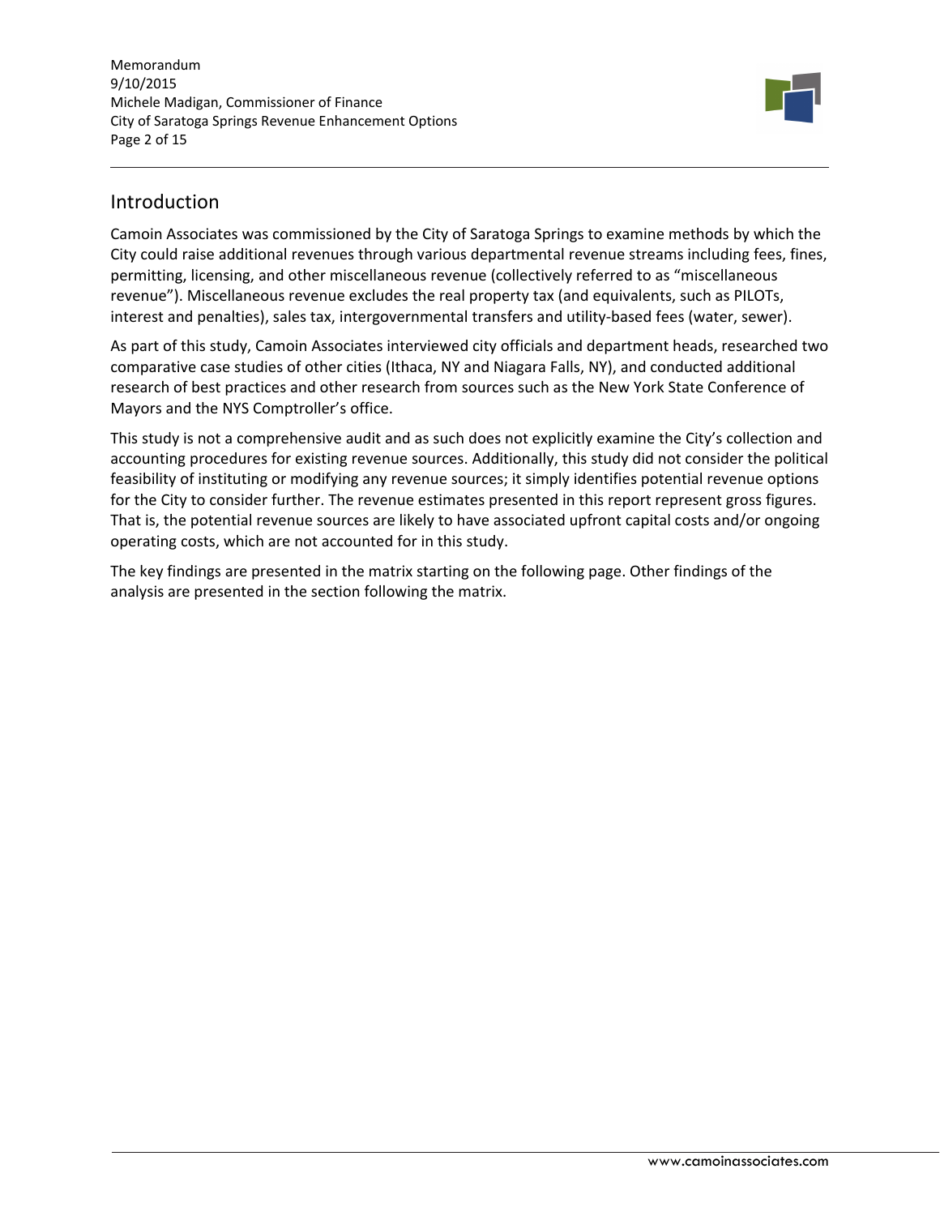## Introduction

Camoin Associates was commissioned by the City of Saratoga Springs to examine methods by which the City could raise additional revenues through various departmental revenue streams including fees, fines, permitting, licensing, and other miscellaneous revenue (collectively referred to as "miscellaneous revenue"). Miscellaneous revenue excludes the real property tax (and equivalents, such as PILOTs, interest and penalties), sales tax, intergovernmental transfers and utility-based fees (water, sewer).

As part of this study, Camoin Associates interviewed city officials and department heads, researched two comparative case studies of other cities (Ithaca, NY and Niagara Falls, NY), and conducted additional research of best practices and other research from sources such as the New York State Conference of Mayors and the NYS Comptroller's office.

This study is not a comprehensive audit and as such does not explicitly examine the City's collection and accounting procedures for existing revenue sources. Additionally, this study did not consider the political feasibility of instituting or modifying any revenue sources; it simply identifies potential revenue options for the City to consider further. The revenue estimates presented in this report represent gross figures. That is, the potential revenue sources are likely to have associated upfront capital costs and/or ongoing operating costs, which are not accounted for in this study.

The key findings are presented in the matrix starting on the following page. Other findings of the analysis are presented in the section following the matrix.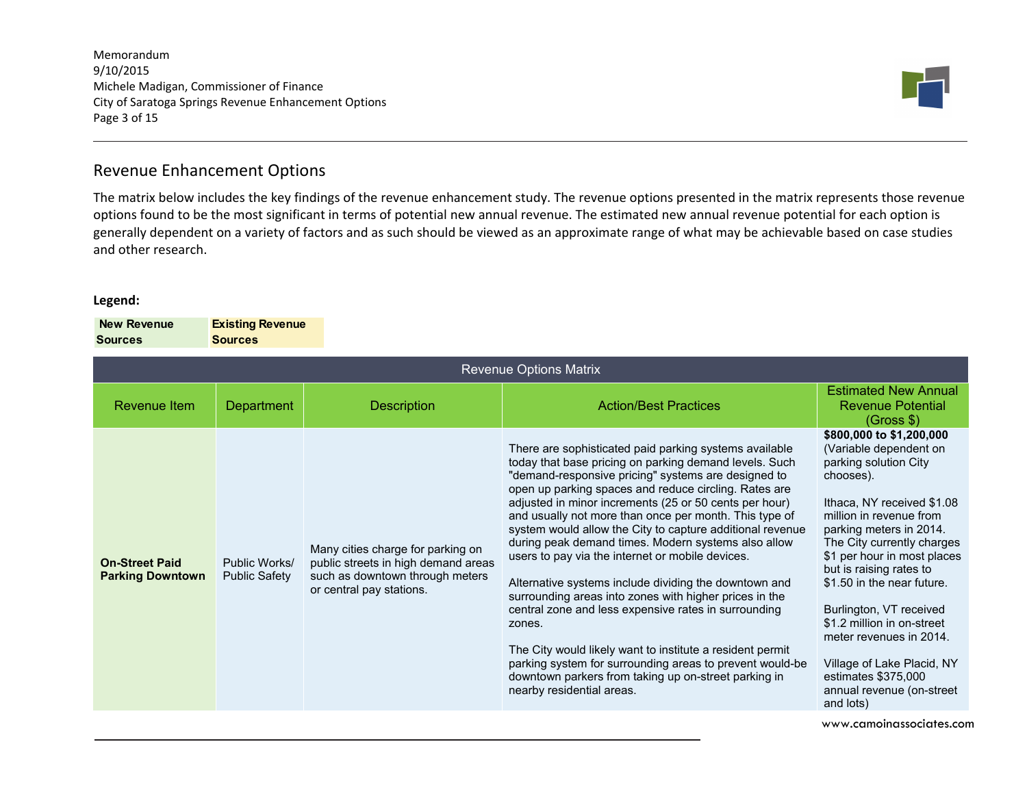## Revenue Enhancement Options

The matrix below includes the key findings of the revenue enhancement study. The revenue options presented in the matrix represents those revenue options found to be the most significant in terms of potential new annual revenue. The estimated new annual revenue potential for each option is generally dependent on a variety of factors and as such should be viewed as an approximate range of what may be achievable based on case studies and other research.

**Legend:**

| New Revenue Sources | Existing Revenue Sources |
|---|---|

**Revenue Options Matrix**

| Revenue Item | Department | Description | Action/Best Practices | Estimated New Annual Revenue Potential (Gross $) |
|---|---|---|---|---|
| **On-Street Paid Parking Downtown** | Public Works/ Public Safety | Many cities charge for parking on public streets in high demand areas such as downtown through meters or central pay stations. | There are sophisticated paid parking systems available today that base pricing on parking demand levels. Such "demand-responsive pricing" systems are designed to open up parking spaces and reduce circling. Rates are adjusted in minor increments (25 or 50 cents per hour) and usually not more than once per month. This type of system would allow the City to capture additional revenue during peak demand times. Modern systems also allow users to pay via the internet or mobile devices.<br><br>Alternative systems include dividing the downtown and surrounding areas into zones with higher prices in the central zone and less expensive rates in surrounding zones.<br><br>The City would likely want to institute a resident permit parking system for surrounding areas to prevent would-be downtown parkers from taking up on-street parking in nearby residential areas. | **$800,000 to $1,200,000** (Variable dependent on parking solution City chooses).<br><br>Ithaca, NY received $1.08 million in revenue from parking meters in 2014. The City currently charges $1 per hour in most places but is raising rates to $1.50 in the near future.<br><br>Burlington, VT received $1.2 million in on-street meter revenues in 2014.<br><br>Village of Lake Placid, NY estimates $375,000 annual revenue (on-street and lots) |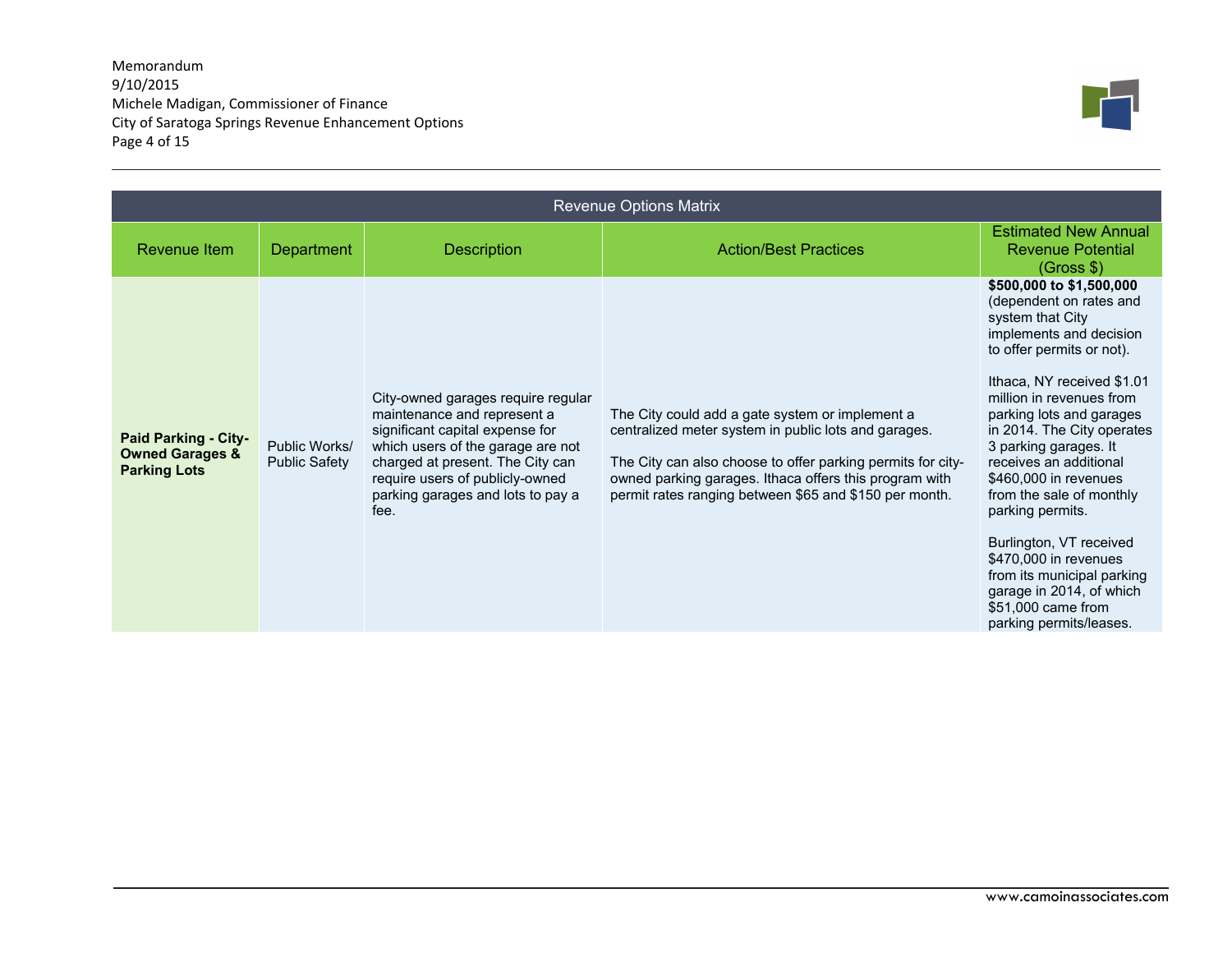| Revenue Options Matrix | | | | |
|---|---|---|---|---|
| Revenue Item | Department | Description | Action/Best Practices | Estimated New Annual Revenue Potential (Gross $) |
| **Paid Parking - City-Owned Garages & Parking Lots** | Public Works/ Public Safety | City-owned garages require regular maintenance and represent a significant capital expense for which users of the garage are not charged at present. The City can require users of publicly-owned parking garages and lots to pay a fee. | The City could add a gate system or implement a centralized meter system in public lots and garages.<br><br>The City can also choose to offer parking permits for city-owned parking garages. Ithaca offers this program with permit rates ranging between $65 and $150 per month. | **$500,000 to $1,500,000** (dependent on rates and system that City implements and decision to offer permits or not).<br><br>Ithaca, NY received $1.01 million in revenues from parking lots and garages in 2014. The City operates 3 parking garages. It receives an additional $460,000 in revenues from the sale of monthly parking permits.<br><br>Burlington, VT received $470,000 in revenues from its municipal parking garage in 2014, of which $51,000 came from parking permits/leases. |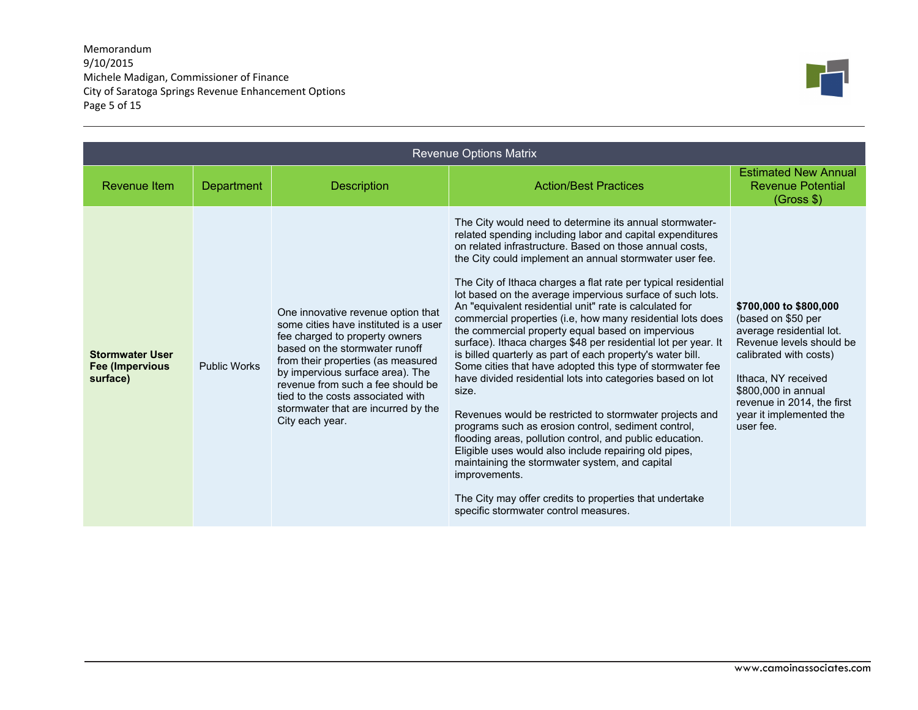| Revenue Options Matrix | | | | |
|---|---|---|---|---|
| Revenue Item | Department | Description | Action/Best Practices | Estimated New Annual Revenue Potential (Gross $) |
| **Stormwater User Fee (Impervious surface)** | Public Works | One innovative revenue option that some cities have instituted is a user fee charged to property owners based on the stormwater runoff from their properties (as measured by impervious surface area). The revenue from such a fee should be tied to the costs associated with stormwater that are incurred by the City each year. | The City would need to determine its annual stormwater-related spending including labor and capital expenditures on related infrastructure. Based on those annual costs, the City could implement an annual stormwater user fee.<br><br>The City of Ithaca charges a flat rate per typical residential lot based on the average impervious surface of such lots. An "equivalent residential unit" rate is calculated for commercial properties (i.e, how many residential lots does the commercial property equal based on impervious surface). Ithaca charges $48 per residential lot per year. It is billed quarterly as part of each property's water bill. Some cities that have adopted this type of stormwater fee have divided residential lots into categories based on lot size.<br><br>Revenues would be restricted to stormwater projects and programs such as erosion control, sediment control, flooding areas, pollution control, and public education. Eligible uses would also include repairing old pipes, maintaining the stormwater system, and capital improvements.<br><br>The City may offer credits to properties that undertake specific stormwater control measures. | **$700,000 to $800,000** (based on $50 per average residential lot. Revenue levels should be calibrated with costs)<br><br>Ithaca, NY received $800,000 in annual revenue in 2014, the first year it implemented the user fee. |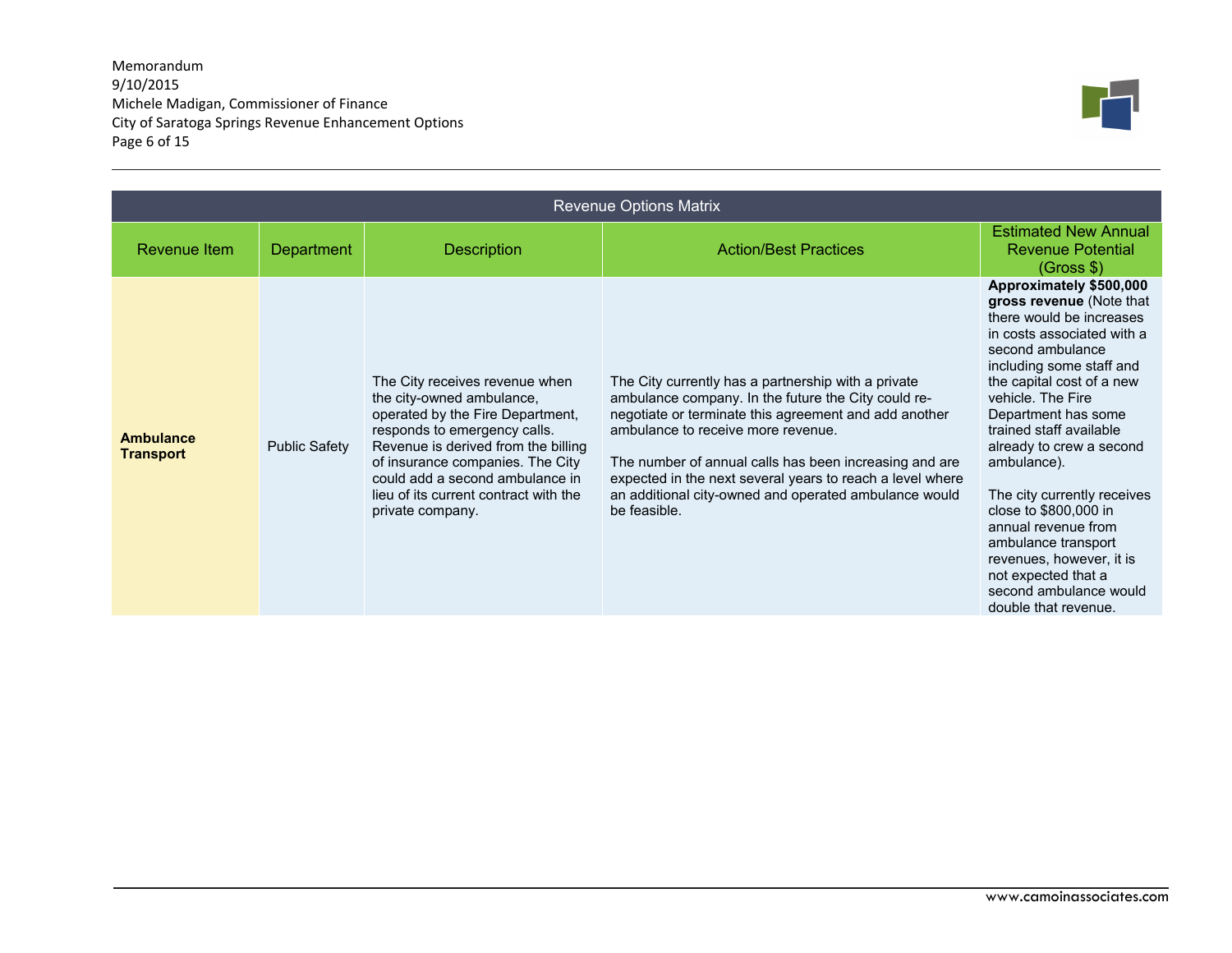| Revenue Options Matrix | | | | |
|---|---|---|---|---|
| Revenue Item | Department | Description | Action/Best Practices | Estimated New Annual Revenue Potential (Gross $) |
| **Ambulance Transport** | Public Safety | The City receives revenue when the city-owned ambulance, operated by the Fire Department, responds to emergency calls. Revenue is derived from the billing of insurance companies. The City could add a second ambulance in lieu of its current contract with the private company. | The City currently has a partnership with a private ambulance company. In the future the City could re-negotiate or terminate this agreement and add another ambulance to receive more revenue.<br><br>The number of annual calls has been increasing and are expected in the next several years to reach a level where an additional city-owned and operated ambulance would be feasible. | **Approximately $500,000 gross revenue** (Note that there would be increases in costs associated with a second ambulance including some staff and the capital cost of a new vehicle. The Fire Department has some trained staff available already to crew a second ambulance).<br><br>The city currently receives close to $800,000 in annual revenue from ambulance transport revenues, however, it is not expected that a second ambulance would double that revenue. |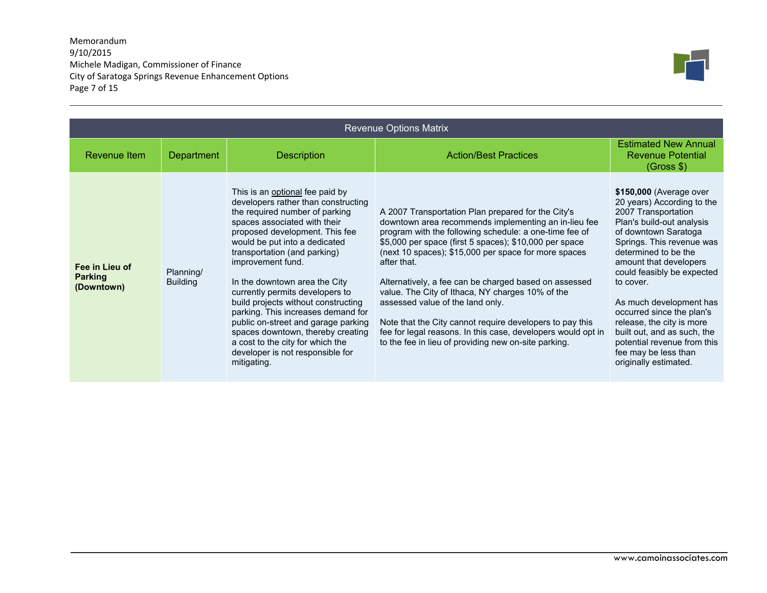| Revenue Options Matrix | | | | |
|---|---|---|---|---|
| Revenue Item | Department | Description | Action/Best Practices | Estimated New Annual Revenue Potential (Gross $) |
| **Fee in Lieu of Parking (Downtown)** | Planning/ Building | This is an <u>optional</u> fee paid by developers rather than constructing the required number of parking spaces associated with their proposed development. This fee would be put into a dedicated transportation (and parking) improvement fund.<br><br>In the downtown area the City currently permits developers to build projects without constructing parking. This increases demand for public on-street and garage parking spaces downtown, thereby creating a cost to the city for which the developer is not responsible for mitigating. | A 2007 Transportation Plan prepared for the City's downtown area recommends implementing an in-lieu fee program with the following schedule: a one-time fee of $5,000 per space (first 5 spaces); $10,000 per space (next 10 spaces); $15,000 per space for more spaces after that.<br><br>Alternatively, a fee can be charged based on assessed value. The City of Ithaca, NY charges 10% of the assessed value of the land only.<br><br>Note that the City cannot require developers to pay this fee for legal reasons. In this case, developers would opt in to the fee in lieu of providing new on-site parking. | **$150,000** (Average over 20 years) According to the 2007 Transportation Plan's build-out analysis of downtown Saratoga Springs. This revenue was determined to be the amount that developers could feasibly be expected to cover.<br><br>As much development has occurred since the plan's release, the city is more built out, and as such, the potential revenue from this fee may be less than originally estimated. |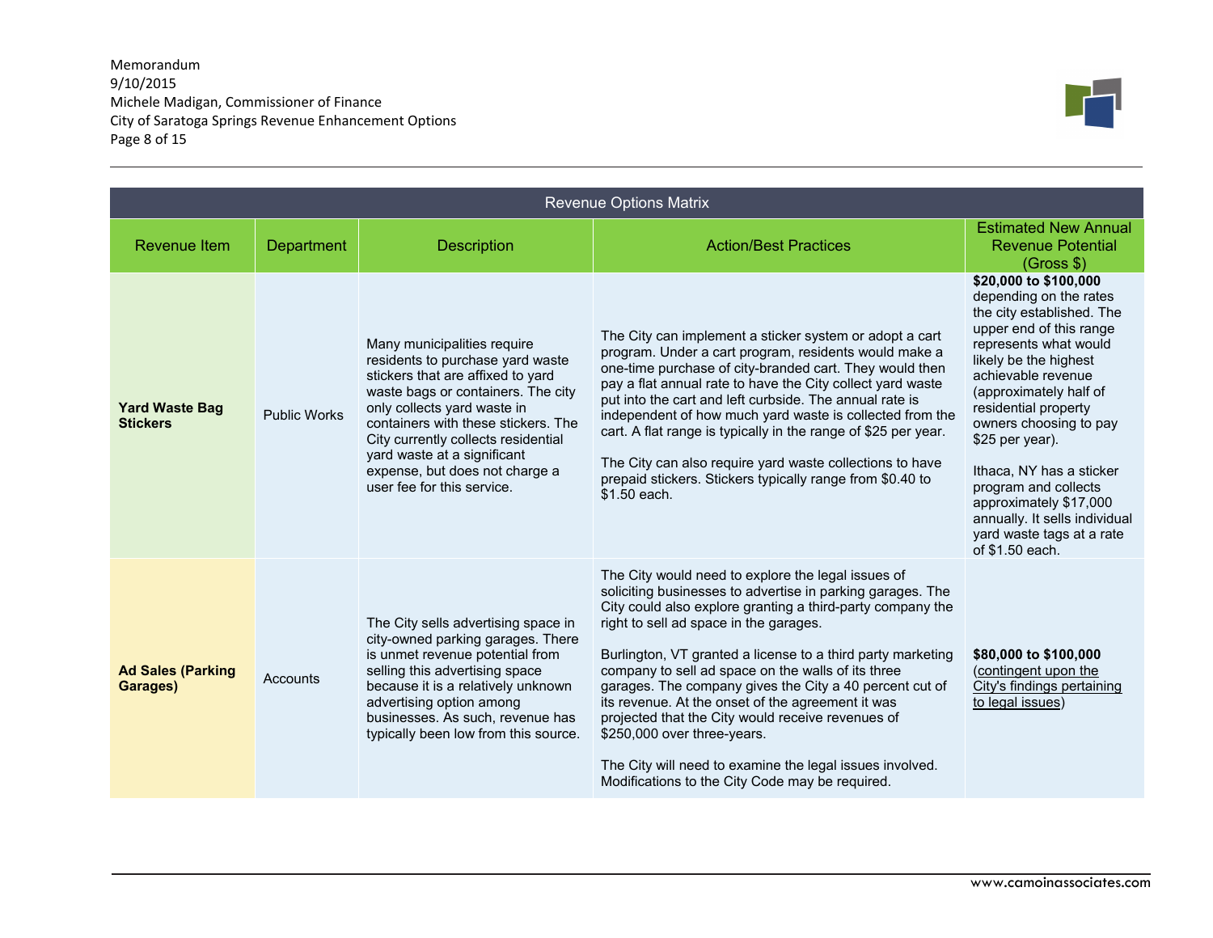| Revenue Options Matrix | | | | |
|---|---|---|---|---|
| Revenue Item | Department | Description | Action/Best Practices | Estimated New Annual Revenue Potential (Gross $) |
| **Yard Waste Bag Stickers** | Public Works | Many municipalities require residents to purchase yard waste stickers that are affixed to yard waste bags or containers. The city only collects yard waste in containers with these stickers. The City currently collects residential yard waste at a significant expense, but does not charge a user fee for this service. | The City can implement a sticker system or adopt a cart program. Under a cart program, residents would make a one-time purchase of city-branded cart. They would then pay a flat annual rate to have the City collect yard waste put into the cart and left curbside. The annual rate is independent of how much yard waste is collected from the cart. A flat range is typically in the range of $25 per year.<br><br>The City can also require yard waste collections to have prepaid stickers. Stickers typically range from $0.40 to $1.50 each. | **$20,000 to $100,000** depending on the rates the city established. The upper end of this range represents what would likely be the highest achievable revenue (approximately half of residential property owners choosing to pay $25 per year).<br><br>Ithaca, NY has a sticker program and collects approximately $17,000 annually. It sells individual yard waste tags at a rate of $1.50 each. |
| **Ad Sales (Parking Garages)** | Accounts | The City sells advertising space in city-owned parking garages. There is unmet revenue potential from selling this advertising space because it is a relatively unknown advertising option among businesses. As such, revenue has typically been low from this source. | The City would need to explore the legal issues of soliciting businesses to advertise in parking garages. The City could also explore granting a third-party company the right to sell ad space in the garages.<br><br>Burlington, VT granted a license to a third party marketing company to sell ad space on the walls of its three garages. The company gives the City a 40 percent cut of its revenue. At the onset of the agreement it was projected that the City would receive revenues of $250,000 over three-years.<br><br>The City will need to examine the legal issues involved. Modifications to the City Code may be required. | **$80,000 to $100,000** (contingent upon the City's findings pertaining to legal issues) |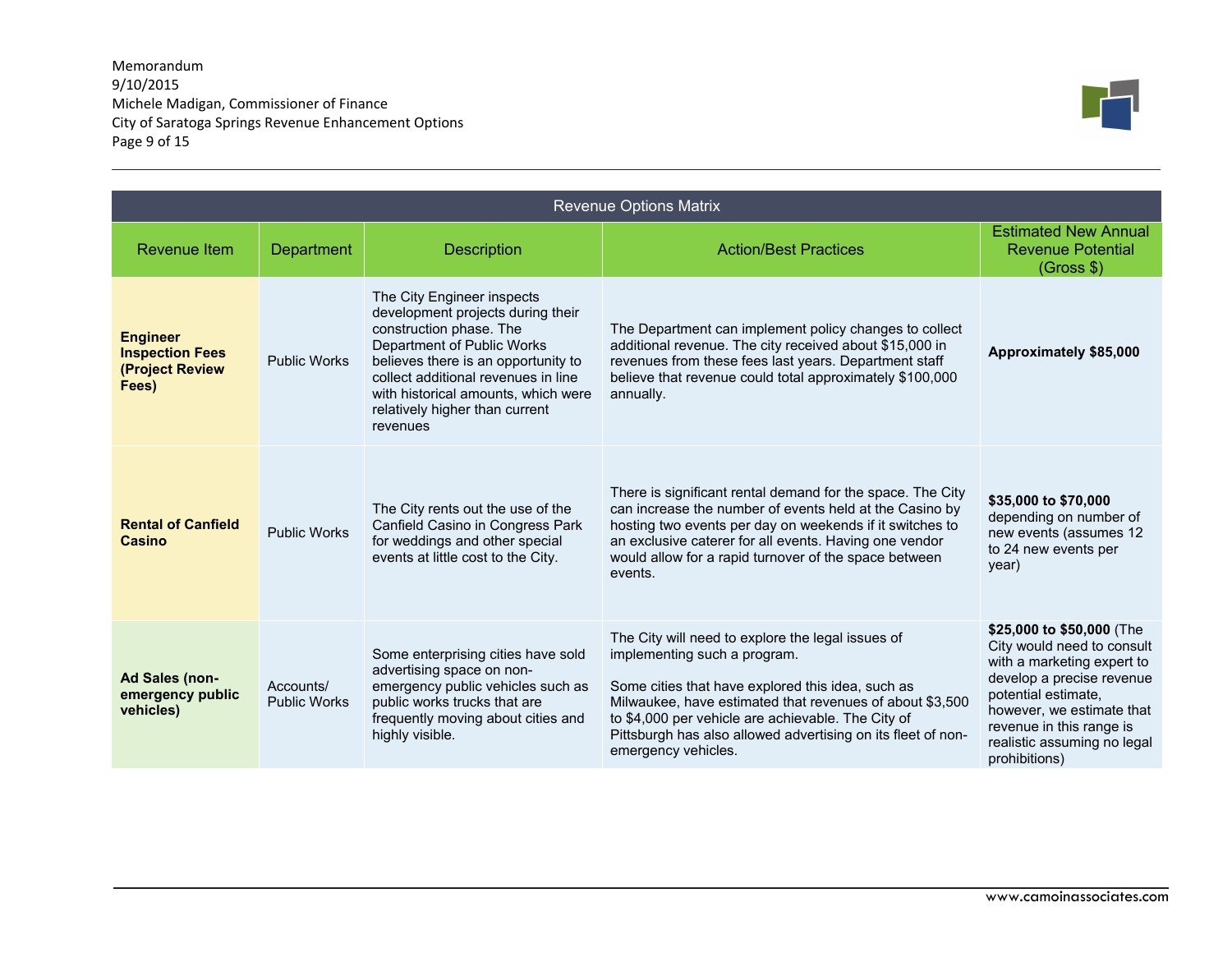| Revenue Options Matrix | | | | |
|---|---|---|---|---|
| Revenue Item | Department | Description | Action/Best Practices | Estimated New Annual Revenue Potential (Gross $) |
| **Engineer Inspection Fees (Project Review Fees)** | Public Works | The City Engineer inspects development projects during their construction phase. The Department of Public Works believes there is an opportunity to collect additional revenues in line with historical amounts, which were relatively higher than current revenues | The Department can implement policy changes to collect additional revenue. The city received about $15,000 in revenues from these fees last years. Department staff believe that revenue could total approximately $100,000 annually. | **Approximately $85,000** |
| **Rental of Canfield Casino** | Public Works | The City rents out the use of the Canfield Casino in Congress Park for weddings and other special events at little cost to the City. | There is significant rental demand for the space. The City can increase the number of events held at the Casino by hosting two events per day on weekends if it switches to an exclusive caterer for all events. Having one vendor would allow for a rapid turnover of the space between events. | **$35,000 to $70,000** depending on number of new events (assumes 12 to 24 new events per year) |
| **Ad Sales (non-emergency public vehicles)** | Accounts/ Public Works | Some enterprising cities have sold advertising space on non-emergency public vehicles such as public works trucks that are frequently moving about cities and highly visible. | The City will need to explore the legal issues of implementing such a program.<br><br>Some cities that have explored this idea, such as Milwaukee, have estimated that revenues of about $3,500 to $4,000 per vehicle are achievable. The City of Pittsburgh has also allowed advertising on its fleet of non-emergency vehicles. | **$25,000 to $50,000** (The City would need to consult with a marketing expert to develop a precise revenue potential estimate, however, we estimate that revenue in this range is realistic assuming no legal prohibitions) |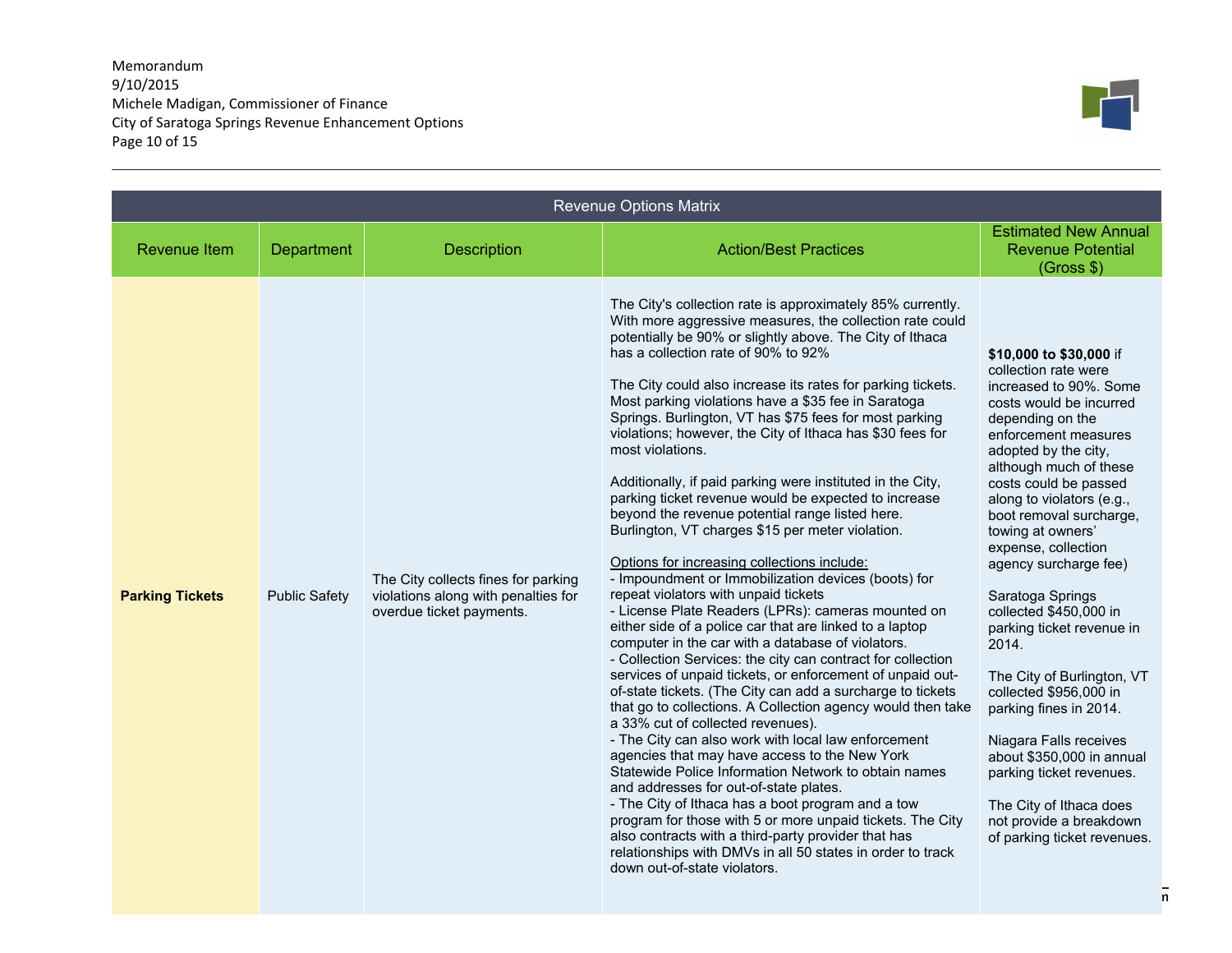| Revenue Options Matrix | | | | |
|---|---|---|---|---|
| Revenue Item | Department | Description | Action/Best Practices | Estimated New Annual Revenue Potential (Gross $) |
| **Parking Tickets** | Public Safety | The City collects fines for parking violations along with penalties for overdue ticket payments. | The City's collection rate is approximately 85% currently. With more aggressive measures, the collection rate could potentially be 90% or slightly above. The City of Ithaca has a collection rate of 90% to 92%<br><br>The City could also increase its rates for parking tickets. Most parking violations have a $35 fee in Saratoga Springs. Burlington, VT has $75 fees for most parking violations; however, the City of Ithaca has $30 fees for most violations.<br><br>Additionally, if paid parking were instituted in the City, parking ticket revenue would be expected to increase beyond the revenue potential range listed here. Burlington, VT charges $15 per meter violation.<br><br><u>Options for increasing collections include:</u><br>- Impoundment or Immobilization devices (boots) for repeat violators with unpaid tickets<br>- License Plate Readers (LPRs): cameras mounted on either side of a police car that are linked to a laptop computer in the car with a database of violators.<br>- Collection Services: the city can contract for collection services of unpaid tickets, or enforcement of unpaid out-of-state tickets. (The City can add a surcharge to tickets that go to collections. A Collection agency would then take a 33% cut of collected revenues).<br>- The City can also work with local law enforcement agencies that may have access to the New York Statewide Police Information Network to obtain names and addresses for out-of-state plates.<br>- The City of Ithaca has a boot program and a tow program for those with 5 or more unpaid tickets. The City also contracts with a third-party provider that has relationships with DMVs in all 50 states in order to track down out-of-state violators. | **$10,000 to $30,000** if collection rate were increased to 90%. Some costs would be incurred depending on the enforcement measures adopted by the city, although much of these costs could be passed along to violators (e.g., boot removal surcharge, towing at owners' expense, collection agency surcharge fee)<br><br>Saratoga Springs collected $450,000 in parking ticket revenue in 2014.<br><br>The City of Burlington, VT collected $956,000 in parking fines in 2014.<br><br>Niagara Falls receives about $350,000 in annual parking ticket revenues.<br><br>The City of Ithaca does not provide a breakdown of parking ticket revenues. |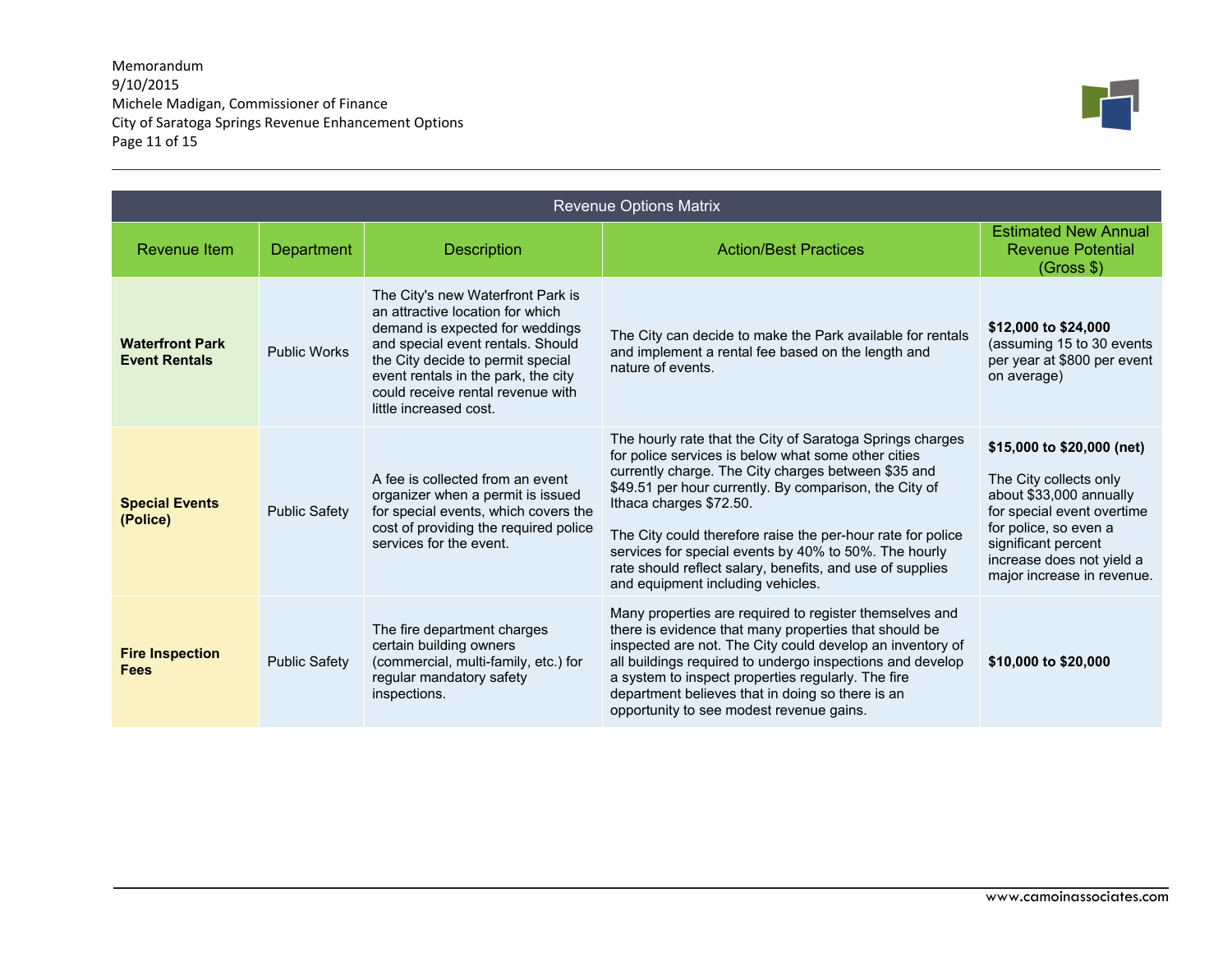| Revenue Options Matrix | | | | |
|---|---|---|---|---|
| Revenue Item | Department | Description | Action/Best Practices | Estimated New Annual Revenue Potential (Gross $) |
| **Waterfront Park Event Rentals** | Public Works | The City's new Waterfront Park is an attractive location for which demand is expected for weddings and special event rentals. Should the City decide to permit special event rentals in the park, the city could receive rental revenue with little increased cost. | The City can decide to make the Park available for rentals and implement a rental fee based on the length and nature of events. | **$12,000 to $24,000** (assuming 15 to 30 events per year at $800 per event on average) |
| **Special Events (Police)** | Public Safety | A fee is collected from an event organizer when a permit is issued for special events, which covers the cost of providing the required police services for the event. | The hourly rate that the City of Saratoga Springs charges for police services is below what some other cities currently charge. The City charges between $35 and $49.51 per hour currently. By comparison, the City of Ithaca charges $72.50.<br><br>The City could therefore raise the per-hour rate for police services for special events by 40% to 50%. The hourly rate should reflect salary, benefits, and use of supplies and equipment including vehicles. | **$15,000 to $20,000 (net)**<br><br>The City collects only about $33,000 annually for special event overtime for police, so even a significant percent increase does not yield a major increase in revenue. |
| **Fire Inspection Fees** | Public Safety | The fire department charges certain building owners (commercial, multi-family, etc.) for regular mandatory safety inspections. | Many properties are required to register themselves and there is evidence that many properties that should be inspected are not. The City could develop an inventory of all buildings required to undergo inspections and develop a system to inspect properties regularly. The fire department believes that in doing so there is an opportunity to see modest revenue gains. | **$10,000 to $20,000** |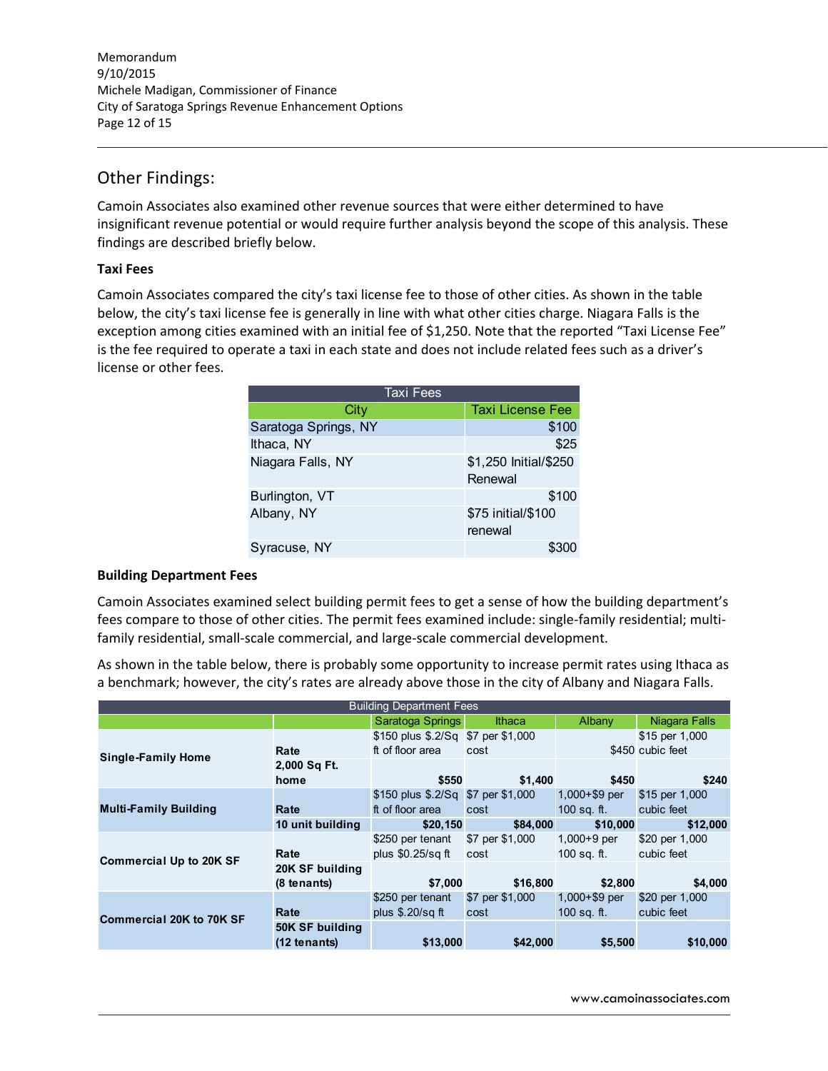## Other Findings:

Camoin Associates also examined other revenue sources that were either determined to have insignificant revenue potential or would require further analysis beyond the scope of this analysis. These findings are described briefly below.

### Taxi Fees

Camoin Associates compared the city's taxi license fee to those of other cities. As shown in the table below, the city's taxi license fee is generally in line with what other cities charge. Niagara Falls is the exception among cities examined with an initial fee of $1,250. Note that the reported "Taxi License Fee" is the fee required to operate a taxi in each state and does not include related fees such as a driver's license or other fees.

| Taxi Fees | |
|---|---|
| City | Taxi License Fee |
| Saratoga Springs, NY | $100 |
| Ithaca, NY | $25 |
| Niagara Falls, NY | $1,250 Initial/$250 Renewal |
| Burlington, VT | $100 |
| Albany, NY | $75 initial/$100 renewal |
| Syracuse, NY | $300 |

### Building Department Fees

Camoin Associates examined select building permit fees to get a sense of how the building department's fees compare to those of other cities. The permit fees examined include: single-family residential; multi-family residential, small-scale commercial, and large-scale commercial development.

As shown in the table below, there is probably some opportunity to increase permit rates using Ithaca as a benchmark; however, the city's rates are already above those in the city of Albany and Niagara Falls.

| Building Department Fees | | | | | |
|---|---|---|---|---|---|
| | | Saratoga Springs | Ithaca | Albany | Niagara Falls |
| **Single-Family Home** | **Rate** | $150 plus $.2/Sq ft of floor area | $7 per $1,000 cost | $450 | $15 per 1,000 cubic feet |
| | **2,000 Sq Ft. home** | **$550** | **$1,400** | **$450** | **$240** |
| **Multi-Family Building** | **Rate** | $150 plus $.2/Sq ft of floor area | $7 per $1,000 cost | 1,000+$9 per 100 sq. ft. | $15 per 1,000 cubic feet |
| | **10 unit building** | **$20,150** | **$84,000** | **$10,000** | **$12,000** |
| **Commercial Up to 20K SF** | **Rate** | $250 per tenant plus $0.25/sq ft | $7 per $1,000 cost | 1,000+9 per 100 sq. ft. | $20 per 1,000 cubic feet |
| | **20K SF building (8 tenants)** | **$7,000** | **$16,800** | **$2,800** | **$4,000** |
| **Commercial 20K to 70K SF** | **Rate** | $250 per tenant plus $.20/sq ft | $7 per $1,000 cost | 1,000+$9 per 100 sq. ft. | $20 per 1,000 cubic feet |
| | **50K SF building (12 tenants)** | **$13,000** | **$42,000** | **$5,500** | **$10,000** |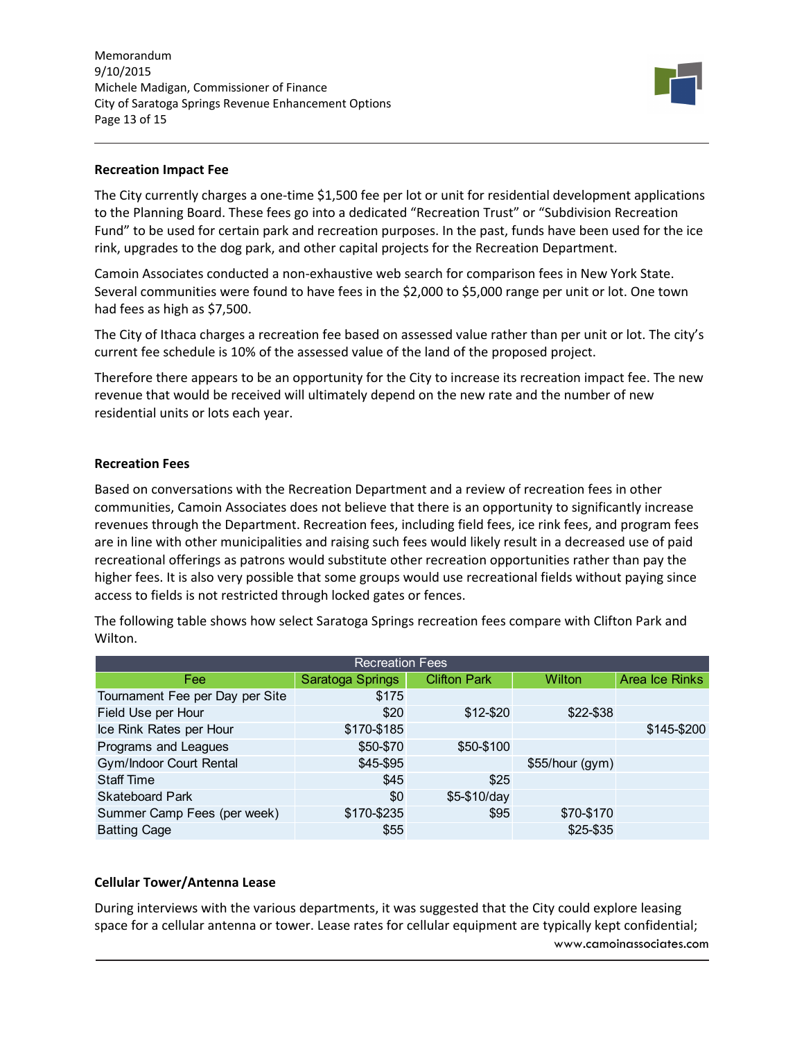### Recreation Impact Fee

The City currently charges a one-time $1,500 fee per lot or unit for residential development applications to the Planning Board. These fees go into a dedicated "Recreation Trust" or "Subdivision Recreation Fund" to be used for certain park and recreation purposes. In the past, funds have been used for the ice rink, upgrades to the dog park, and other capital projects for the Recreation Department.

Camoin Associates conducted a non-exhaustive web search for comparison fees in New York State. Several communities were found to have fees in the $2,000 to $5,000 range per unit or lot. One town had fees as high as $7,500.

The City of Ithaca charges a recreation fee based on assessed value rather than per unit or lot. The city's current fee schedule is 10% of the assessed value of the land of the proposed project.

Therefore there appears to be an opportunity for the City to increase its recreation impact fee. The new revenue that would be received will ultimately depend on the new rate and the number of new residential units or lots each year.

### Recreation Fees

Based on conversations with the Recreation Department and a review of recreation fees in other communities, Camoin Associates does not believe that there is an opportunity to significantly increase revenues through the Department. Recreation fees, including field fees, ice rink fees, and program fees are in line with other municipalities and raising such fees would likely result in a decreased use of paid recreational offerings as patrons would substitute other recreation opportunities rather than pay the higher fees. It is also very possible that some groups would use recreational fields without paying since access to fields is not restricted through locked gates or fences.

The following table shows how select Saratoga Springs recreation fees compare with Clifton Park and Wilton.

| Recreation Fees | | | | |
|---|---|---|---|---|
| Fee | Saratoga Springs | Clifton Park | Wilton | Area Ice Rinks |
| Tournament Fee per Day per Site | $175 | | | |
| Field Use per Hour | $20 | $12-$20 | $22-$38 | |
| Ice Rink Rates per Hour | $170-$185 | | | $145-$200 |
| Programs and Leagues | $50-$70 | $50-$100 | | |
| Gym/Indoor Court Rental | $45-$95 | | $55/hour (gym) | |
| Staff Time | $45 | $25 | | |
| Skateboard Park | $0 | $5-$10/day | | |
| Summer Camp Fees (per week) | $170-$235 | $95 | $70-$170 | |
| Batting Cage | $55 | | $25-$35 | |

### Cellular Tower/Antenna Lease

During interviews with the various departments, it was suggested that the City could explore leasing space for a cellular antenna or tower. Lease rates for cellular equipment are typically kept confidential;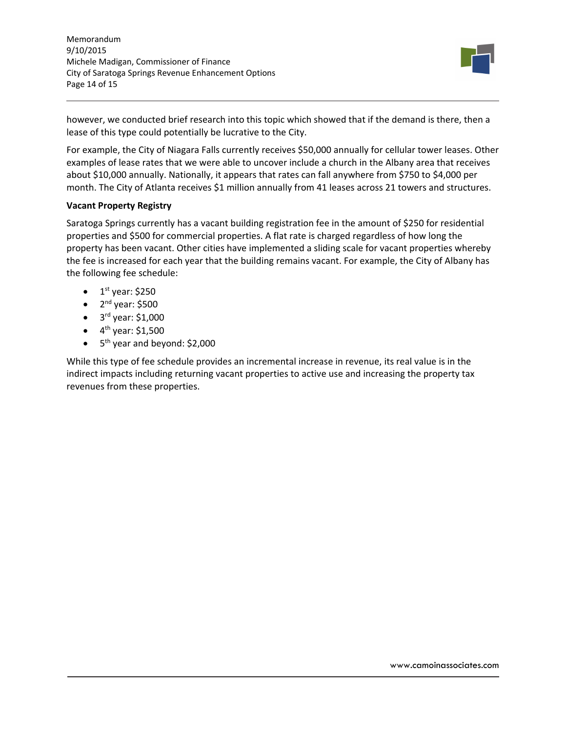however, we conducted brief research into this topic which showed that if the demand is there, then a lease of this type could potentially be lucrative to the City.

For example, the City of Niagara Falls currently receives $50,000 annually for cellular tower leases. Other examples of lease rates that we were able to uncover include a church in the Albany area that receives about $10,000 annually. Nationally, it appears that rates can fall anywhere from $750 to $4,000 per month. The City of Atlanta receives $1 million annually from 41 leases across 21 towers and structures.

**Vacant Property Registry**

Saratoga Springs currently has a vacant building registration fee in the amount of $250 for residential properties and $500 for commercial properties. A flat rate is charged regardless of how long the property has been vacant. Other cities have implemented a sliding scale for vacant properties whereby the fee is increased for each year that the building remains vacant. For example, the City of Albany has the following fee schedule:

- 1st year: $250
- 2nd year: $500
- 3rd year: $1,000
- 4th year: $1,500
- 5th year and beyond: $2,000

While this type of fee schedule provides an incremental increase in revenue, its real value is in the indirect impacts including returning vacant properties to active use and increasing the property tax revenues from these properties.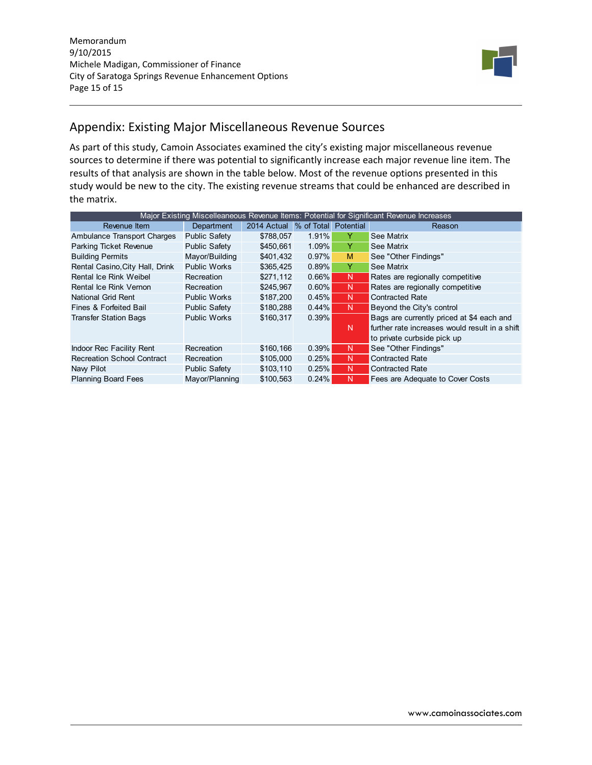## Appendix: Existing Major Miscellaneous Revenue Sources

As part of this study, Camoin Associates examined the city's existing major miscellaneous revenue sources to determine if there was potential to significantly increase each major revenue line item. The results of that analysis are shown in the table below. Most of the revenue options presented in this study would be new to the city. The existing revenue streams that could be enhanced are described in the matrix.

| Major Existing Miscelleaneous Revenue Items: Potential for Significant Revenue Increases | | | | | |
|---|---|---|---|---|---|
| Revenue Item | Department | 2014 Actual | % of Total | Potential | Reason |
| Ambulance Transport Charges | Public Safety | $788,057 | 1.91% | Y | See Matrix |
| Parking Ticket Revenue | Public Safety | $450,661 | 1.09% | Y | See Matrix |
| Building Permits | Mayor/Building | $401,432 | 0.97% | M | See "Other Findings" |
| Rental Casino,City Hall, Drink | Public Works | $365,425 | 0.89% | Y | See Matrix |
| Rental Ice Rink Weibel | Recreation | $271,112 | 0.66% | N | Rates are regionally competitive |
| Rental Ice Rink Vernon | Recreation | $245,967 | 0.60% | N | Rates are regionally competitive |
| National Grid Rent | Public Works | $187,200 | 0.45% | N | Contracted Rate |
| Fines & Forfeited Bail | Public Safety | $180,288 | 0.44% | N | Beyond the City's control |
| Transfer Station Bags | Public Works | $160,317 | 0.39% | N | Bags are currently priced at $4 each and further rate increases would result in a shift to private curbside pick up |
| Indoor Rec Facility Rent | Recreation | $160,166 | 0.39% | N | See "Other Findings" |
| Recreation School Contract | Recreation | $105,000 | 0.25% | N | Contracted Rate |
| Navy Pilot | Public Safety | $103,110 | 0.25% | N | Contracted Rate |
| Planning Board Fees | Mayor/Planning | $100,563 | 0.24% | N | Fees are Adequate to Cover Costs |